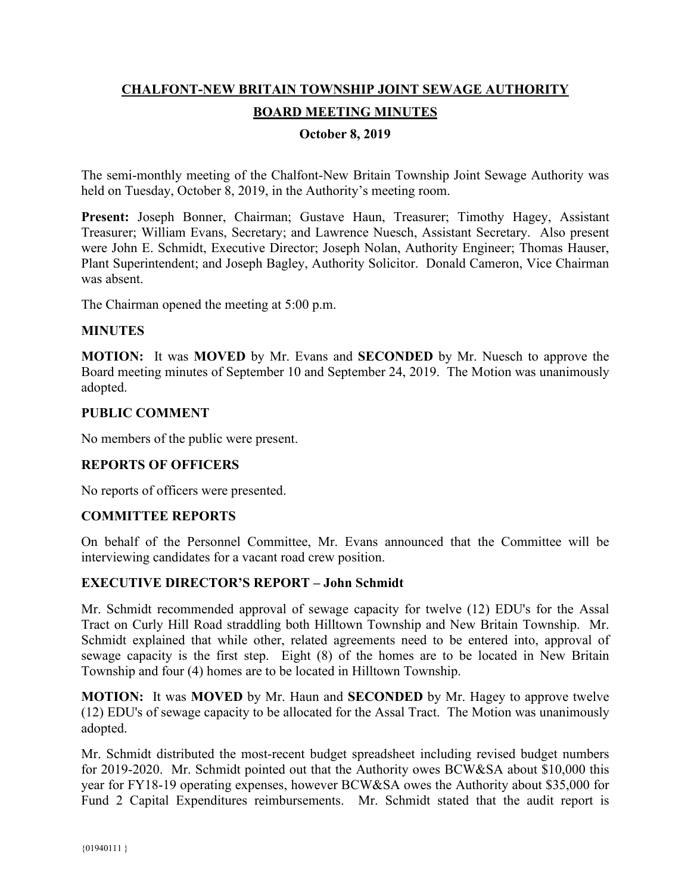**CHALFONT-NEW BRITAIN TOWNSHIP JOINT SEWAGE AUTHORITY**

**BOARD MEETING MINUTES**

**October 8, 2019**

The semi-monthly meeting of the Chalfont-New Britain Township Joint Sewage Authority was held on Tuesday, October 8, 2019, in the Authority's meeting room.

**Present:** Joseph Bonner, Chairman; Gustave Haun, Treasurer; Timothy Hagey, Assistant Treasurer; William Evans, Secretary; and Lawrence Nuesch, Assistant Secretary. Also present were John E. Schmidt, Executive Director; Joseph Nolan, Authority Engineer; Thomas Hauser, Plant Superintendent; and Joseph Bagley, Authority Solicitor. Donald Cameron, Vice Chairman was absent.

The Chairman opened the meeting at 5:00 p.m.

**MINUTES**

**MOTION:** It was **MOVED** by Mr. Evans and **SECONDED** by Mr. Nuesch to approve the Board meeting minutes of September 10 and September 24, 2019. The Motion was unanimously adopted.

**PUBLIC COMMENT**

No members of the public were present.

**REPORTS OF OFFICERS**

No reports of officers were presented.

**COMMITTEE REPORTS**

On behalf of the Personnel Committee, Mr. Evans announced that the Committee will be interviewing candidates for a vacant road crew position.

**EXECUTIVE DIRECTOR'S REPORT – John Schmidt**

Mr. Schmidt recommended approval of sewage capacity for twelve (12) EDU's for the Assal Tract on Curly Hill Road straddling both Hilltown Township and New Britain Township. Mr. Schmidt explained that while other, related agreements need to be entered into, approval of sewage capacity is the first step. Eight (8) of the homes are to be located in New Britain Township and four (4) homes are to be located in Hilltown Township.

**MOTION:** It was **MOVED** by Mr. Haun and **SECONDED** by Mr. Hagey to approve twelve (12) EDU's of sewage capacity to be allocated for the Assal Tract. The Motion was unanimously adopted.

Mr. Schmidt distributed the most-recent budget spreadsheet including revised budget numbers for 2019-2020. Mr. Schmidt pointed out that the Authority owes BCW&SA about $10,000 this year for FY18-19 operating expenses, however BCW&SA owes the Authority about $35,000 for Fund 2 Capital Expenditures reimbursements. Mr. Schmidt stated that the audit report is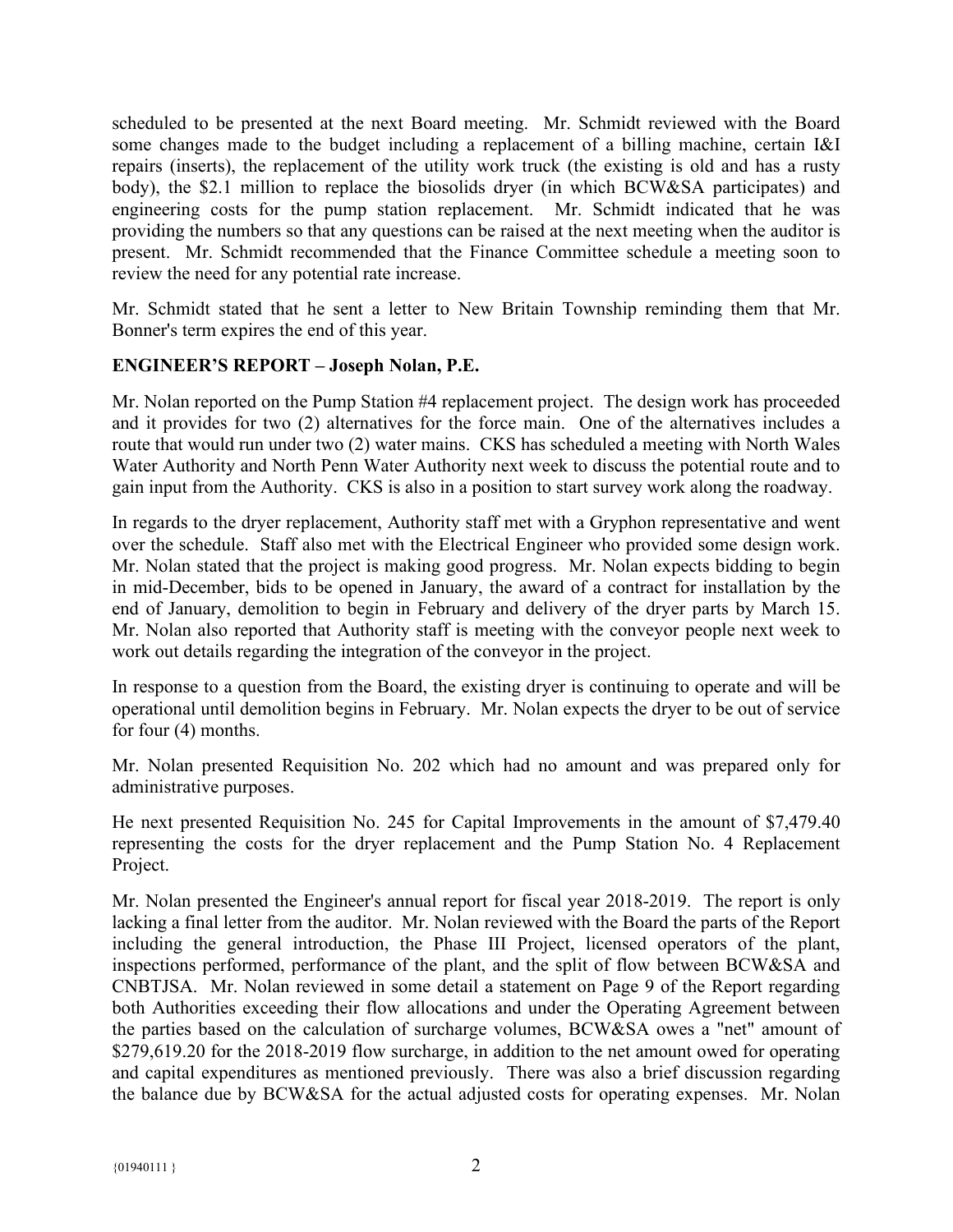scheduled to be presented at the next Board meeting. Mr. Schmidt reviewed with the Board some changes made to the budget including a replacement of a billing machine, certain I&I repairs (inserts), the replacement of the utility work truck (the existing is old and has a rusty body), the $2.1 million to replace the biosolids dryer (in which BCW&SA participates) and engineering costs for the pump station replacement. Mr. Schmidt indicated that he was providing the numbers so that any questions can be raised at the next meeting when the auditor is present. Mr. Schmidt recommended that the Finance Committee schedule a meeting soon to review the need for any potential rate increase.

Mr. Schmidt stated that he sent a letter to New Britain Township reminding them that Mr. Bonner's term expires the end of this year.

**ENGINEER'S REPORT – Joseph Nolan, P.E.**

Mr. Nolan reported on the Pump Station #4 replacement project. The design work has proceeded and it provides for two (2) alternatives for the force main. One of the alternatives includes a route that would run under two (2) water mains. CKS has scheduled a meeting with North Wales Water Authority and North Penn Water Authority next week to discuss the potential route and to gain input from the Authority. CKS is also in a position to start survey work along the roadway.

In regards to the dryer replacement, Authority staff met with a Gryphon representative and went over the schedule. Staff also met with the Electrical Engineer who provided some design work. Mr. Nolan stated that the project is making good progress. Mr. Nolan expects bidding to begin in mid-December, bids to be opened in January, the award of a contract for installation by the end of January, demolition to begin in February and delivery of the dryer parts by March 15. Mr. Nolan also reported that Authority staff is meeting with the conveyor people next week to work out details regarding the integration of the conveyor in the project.

In response to a question from the Board, the existing dryer is continuing to operate and will be operational until demolition begins in February. Mr. Nolan expects the dryer to be out of service for four (4) months.

Mr. Nolan presented Requisition No. 202 which had no amount and was prepared only for administrative purposes.

He next presented Requisition No. 245 for Capital Improvements in the amount of $7,479.40 representing the costs for the dryer replacement and the Pump Station No. 4 Replacement Project.

Mr. Nolan presented the Engineer's annual report for fiscal year 2018-2019. The report is only lacking a final letter from the auditor. Mr. Nolan reviewed with the Board the parts of the Report including the general introduction, the Phase III Project, licensed operators of the plant, inspections performed, performance of the plant, and the split of flow between BCW&SA and CNBTJSA. Mr. Nolan reviewed in some detail a statement on Page 9 of the Report regarding both Authorities exceeding their flow allocations and under the Operating Agreement between the parties based on the calculation of surcharge volumes, BCW&SA owes a "net" amount of $279,619.20 for the 2018-2019 flow surcharge, in addition to the net amount owed for operating and capital expenditures as mentioned previously. There was also a brief discussion regarding the balance due by BCW&SA for the actual adjusted costs for operating expenses. Mr. Nolan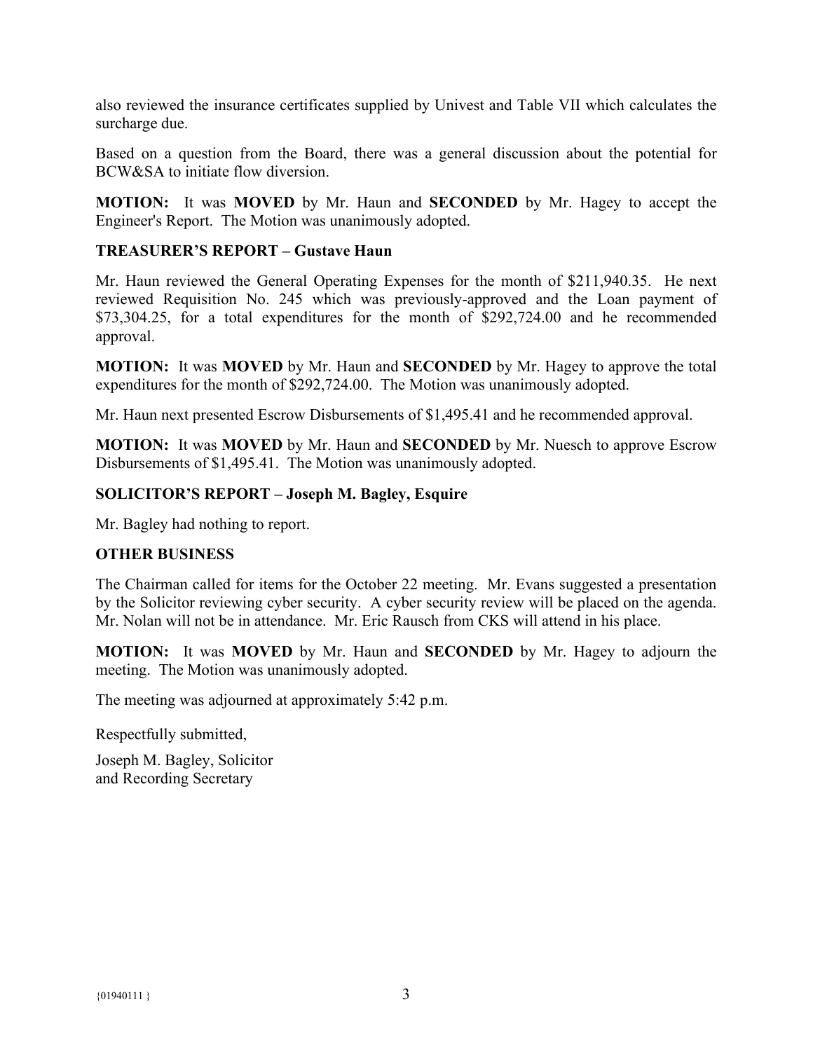also reviewed the insurance certificates supplied by Univest and Table VII which calculates the surcharge due.

Based on a question from the Board, there was a general discussion about the potential for BCW&SA to initiate flow diversion.

**MOTION:** It was **MOVED** by Mr. Haun and **SECONDED** by Mr. Hagey to accept the Engineer's Report. The Motion was unanimously adopted.

**TREASURER'S REPORT – Gustave Haun**

Mr. Haun reviewed the General Operating Expenses for the month of $211,940.35. He next reviewed Requisition No. 245 which was previously-approved and the Loan payment of $73,304.25, for a total expenditures for the month of $292,724.00 and he recommended approval.

**MOTION:** It was **MOVED** by Mr. Haun and **SECONDED** by Mr. Hagey to approve the total expenditures for the month of $292,724.00. The Motion was unanimously adopted.

Mr. Haun next presented Escrow Disbursements of $1,495.41 and he recommended approval.

**MOTION:** It was **MOVED** by Mr. Haun and **SECONDED** by Mr. Nuesch to approve Escrow Disbursements of $1,495.41. The Motion was unanimously adopted.

**SOLICITOR'S REPORT – Joseph M. Bagley, Esquire**

Mr. Bagley had nothing to report.

**OTHER BUSINESS**

The Chairman called for items for the October 22 meeting. Mr. Evans suggested a presentation by the Solicitor reviewing cyber security. A cyber security review will be placed on the agenda. Mr. Nolan will not be in attendance. Mr. Eric Rausch from CKS will attend in his place.

**MOTION:** It was **MOVED** by Mr. Haun and **SECONDED** by Mr. Hagey to adjourn the meeting. The Motion was unanimously adopted.

The meeting was adjourned at approximately 5:42 p.m.

Respectfully submitted,

Joseph M. Bagley, Solicitor
and Recording Secretary

{01940111 }